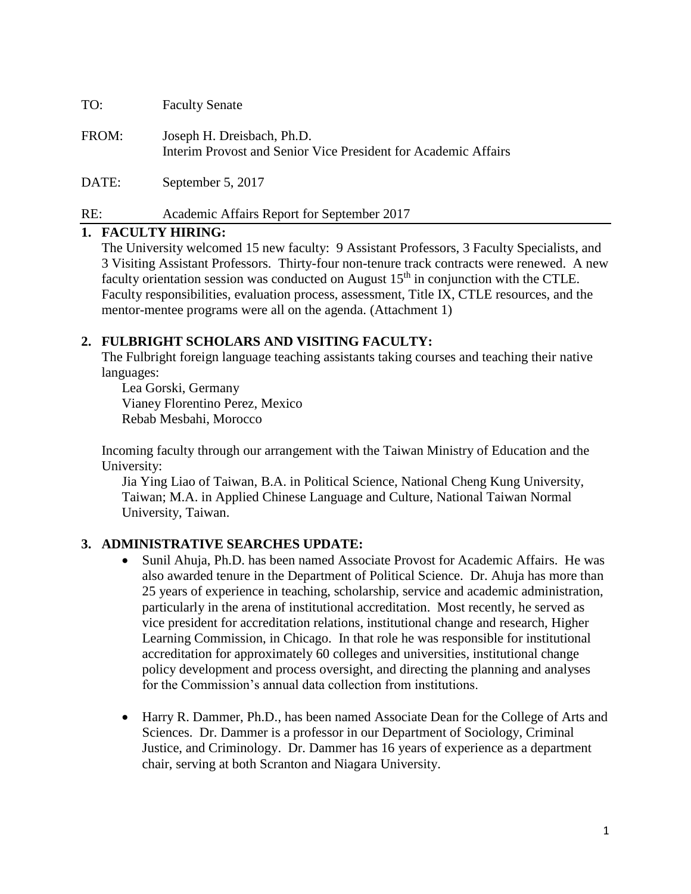TO: Faculty Senate

FROM: Joseph H. Dreisbach, Ph.D.
Interim Provost and Senior Vice President for Academic Affairs

DATE: September 5, 2017

RE: Academic Affairs Report for September 2017

## 1. FACULTY HIRING:

The University welcomed 15 new faculty: 9 Assistant Professors, 3 Faculty Specialists, and 3 Visiting Assistant Professors. Thirty-four non-tenure track contracts were renewed. A new faculty orientation session was conducted on August 15th in conjunction with the CTLE. Faculty responsibilities, evaluation process, assessment, Title IX, CTLE resources, and the mentor-mentee programs were all on the agenda. (Attachment 1)

## 2. FULBRIGHT SCHOLARS AND VISITING FACULTY:

The Fulbright foreign language teaching assistants taking courses and teaching their native languages:

Lea Gorski, Germany
Vianey Florentino Perez, Mexico
Rebab Mesbahi, Morocco

Incoming faculty through our arrangement with the Taiwan Ministry of Education and the University:

Jia Ying Liao of Taiwan, B.A. in Political Science, National Cheng Kung University, Taiwan; M.A. in Applied Chinese Language and Culture, National Taiwan Normal University, Taiwan.

## 3. ADMINISTRATIVE SEARCHES UPDATE:

- Sunil Ahuja, Ph.D. has been named Associate Provost for Academic Affairs. He was also awarded tenure in the Department of Political Science. Dr. Ahuja has more than 25 years of experience in teaching, scholarship, service and academic administration, particularly in the arena of institutional accreditation. Most recently, he served as vice president for accreditation relations, institutional change and research, Higher Learning Commission, in Chicago. In that role he was responsible for institutional accreditation for approximately 60 colleges and universities, institutional change policy development and process oversight, and directing the planning and analyses for the Commission's annual data collection from institutions.

- Harry R. Dammer, Ph.D., has been named Associate Dean for the College of Arts and Sciences. Dr. Dammer is a professor in our Department of Sociology, Criminal Justice, and Criminology. Dr. Dammer has 16 years of experience as a department chair, serving at both Scranton and Niagara University.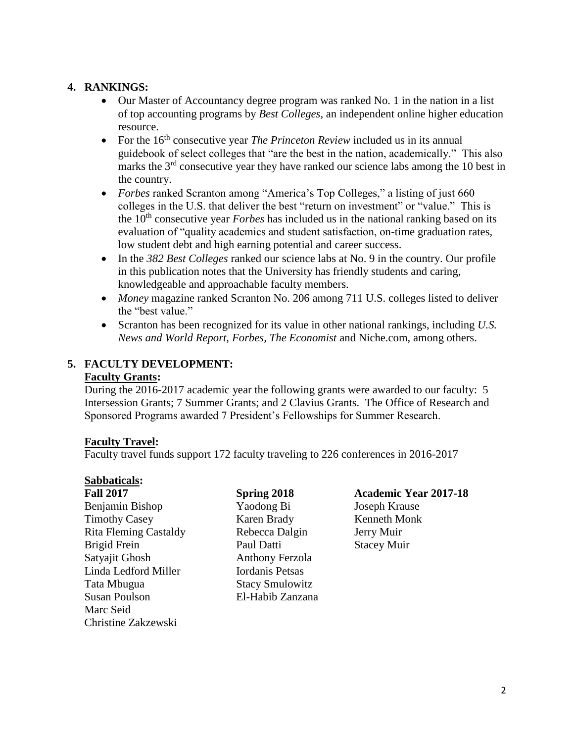## 4. RANKINGS:

- Our Master of Accountancy degree program was ranked No. 1 in the nation in a list of top accounting programs by *Best Colleges*, an independent online higher education resource.
- For the 16th consecutive year *The Princeton Review* included us in its annual guidebook of select colleges that "are the best in the nation, academically." This also marks the 3rd consecutive year they have ranked our science labs among the 10 best in the country.
- *Forbes* ranked Scranton among "America's Top Colleges," a listing of just 660 colleges in the U.S. that deliver the best "return on investment" or "value." This is the 10th consecutive year *Forbes* has included us in the national ranking based on its evaluation of "quality academics and student satisfaction, on-time graduation rates, low student debt and high earning potential and career success.
- In the *382 Best Colleges* ranked our science labs at No. 9 in the country. Our profile in this publication notes that the University has friendly students and caring, knowledgeable and approachable faculty members.
- *Money* magazine ranked Scranton No. 206 among 711 U.S. colleges listed to deliver the "best value."
- Scranton has been recognized for its value in other national rankings, including *U.S. News and World Report, Forbes, The Economist* and Niche.com, among others.

## 5. FACULTY DEVELOPMENT:

**Faculty Grants:**

During the 2016-2017 academic year the following grants were awarded to our faculty: 5 Intersession Grants; 7 Summer Grants; and 2 Clavius Grants. The Office of Research and Sponsored Programs awarded 7 President's Fellowships for Summer Research.

**Faculty Travel:**

Faculty travel funds support 172 faculty traveling to 226 conferences in 2016-2017

**Sabbaticals:**

| Fall 2017 | Spring 2018 | Academic Year 2017-18 |
|---|---|---|
| Benjamin Bishop | Yaodong Bi | Joseph Krause |
| Timothy Casey | Karen Brady | Kenneth Monk |
| Rita Fleming Castaldy | Rebecca Dalgin | Jerry Muir |
| Brigid Frein | Paul Datti | Stacey Muir |
| Satyajit Ghosh | Anthony Ferzola | |
| Linda Ledford Miller | Iordanis Petsas | |
| Tata Mbugua | Stacy Smulowitz | |
| Susan Poulson | El-Habib Zanzana | |
| Marc Seid | | |
| Christine Zakzewski | | |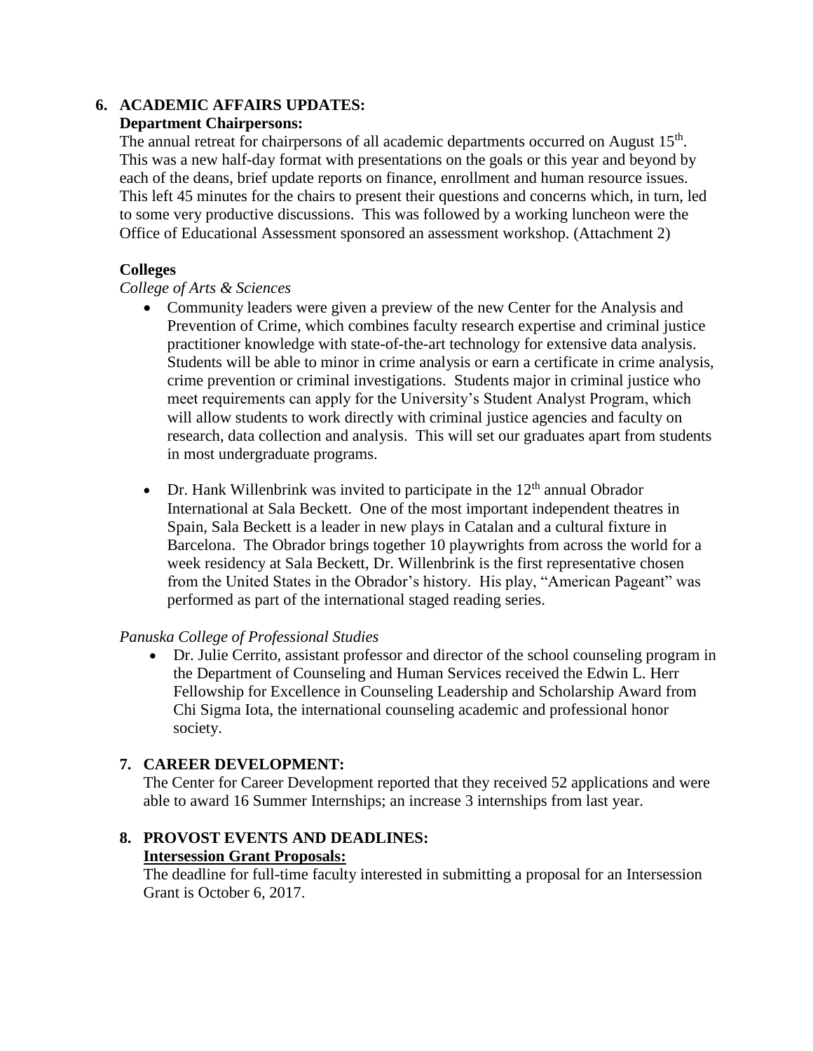## 6. ACADEMIC AFFAIRS UPDATES:

**Department Chairpersons:**

The annual retreat for chairpersons of all academic departments occurred on August 15th. This was a new half-day format with presentations on the goals or this year and beyond by each of the deans, brief update reports on finance, enrollment and human resource issues. This left 45 minutes for the chairs to present their questions and concerns which, in turn, led to some very productive discussions. This was followed by a working luncheon were the Office of Educational Assessment sponsored an assessment workshop. (Attachment 2)

**Colleges**

*College of Arts & Sciences*

- Community leaders were given a preview of the new Center for the Analysis and Prevention of Crime, which combines faculty research expertise and criminal justice practitioner knowledge with state-of-the-art technology for extensive data analysis. Students will be able to minor in crime analysis or earn a certificate in crime analysis, crime prevention or criminal investigations. Students major in criminal justice who meet requirements can apply for the University's Student Analyst Program, which will allow students to work directly with criminal justice agencies and faculty on research, data collection and analysis. This will set our graduates apart from students in most undergraduate programs.

- Dr. Hank Willenbrink was invited to participate in the 12th annual Obrador International at Sala Beckett. One of the most important independent theatres in Spain, Sala Beckett is a leader in new plays in Catalan and a cultural fixture in Barcelona. The Obrador brings together 10 playwrights from across the world for a week residency at Sala Beckett, Dr. Willenbrink is the first representative chosen from the United States in the Obrador's history. His play, "American Pageant" was performed as part of the international staged reading series.

*Panuska College of Professional Studies*

- Dr. Julie Cerrito, assistant professor and director of the school counseling program in the Department of Counseling and Human Services received the Edwin L. Herr Fellowship for Excellence in Counseling Leadership and Scholarship Award from Chi Sigma Iota, the international counseling academic and professional honor society.

## 7. CAREER DEVELOPMENT:

The Center for Career Development reported that they received 52 applications and were able to award 16 Summer Internships; an increase 3 internships from last year.

## 8. PROVOST EVENTS AND DEADLINES:

**Intersession Grant Proposals:**

The deadline for full-time faculty interested in submitting a proposal for an Intersession Grant is October 6, 2017.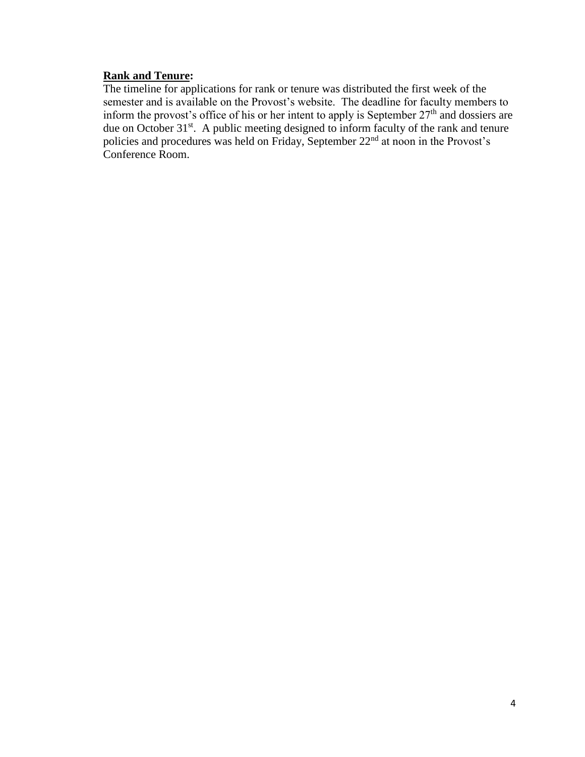**<u>Rank and Tenure</u>:**

The timeline for applications for rank or tenure was distributed the first week of the semester and is available on the Provost's website. The deadline for faculty members to inform the provost's office of his or her intent to apply is September 27th and dossiers are due on October 31st. A public meeting designed to inform faculty of the rank and tenure policies and procedures was held on Friday, September 22nd at noon in the Provost's Conference Room.